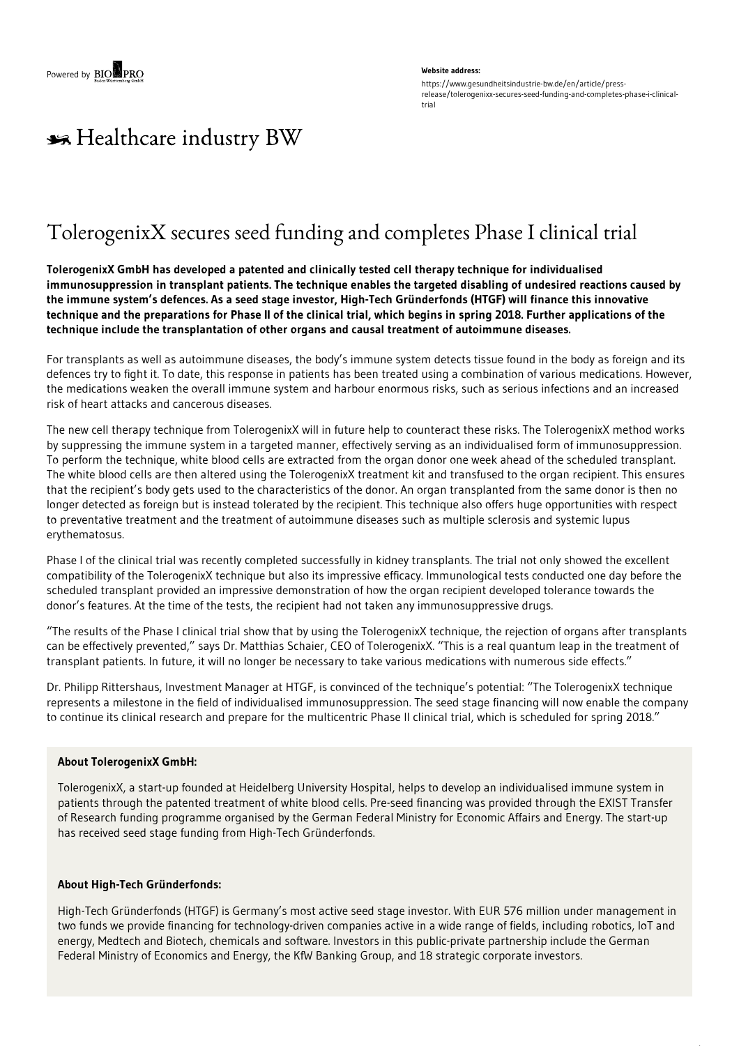Powered by BIOPRO

**Website address:**

https://www.gesundheitsindustrie-bw.de/en/article/press-release/tolerogenixx-secures-seed-funding-and-completes-phase-i-clinical-trial

Healthcare industry BW

# TolerogenixX secures seed funding and completes Phase I clinical trial

**TolerogenixX GmbH has developed a patented and clinically tested cell therapy technique for individualised immunosuppression in transplant patients. The technique enables the targeted disabling of undesired reactions caused by the immune system's defences. As a seed stage investor, High-Tech Gründerfonds (HTGF) will finance this innovative technique and the preparations for Phase II of the clinical trial, which begins in spring 2018. Further applications of the technique include the transplantation of other organs and causal treatment of autoimmune diseases.**

For transplants as well as autoimmune diseases, the body's immune system detects tissue found in the body as foreign and its defences try to fight it. To date, this response in patients has been treated using a combination of various medications. However, the medications weaken the overall immune system and harbour enormous risks, such as serious infections and an increased risk of heart attacks and cancerous diseases.

The new cell therapy technique from TolerogenixX will in future help to counteract these risks. The TolerogenixX method works by suppressing the immune system in a targeted manner, effectively serving as an individualised form of immunosuppression. To perform the technique, white blood cells are extracted from the organ donor one week ahead of the scheduled transplant. The white blood cells are then altered using the TolerogenixX treatment kit and transfused to the organ recipient. This ensures that the recipient's body gets used to the characteristics of the donor. An organ transplanted from the same donor is then no longer detected as foreign but is instead tolerated by the recipient. This technique also offers huge opportunities with respect to preventative treatment and the treatment of autoimmune diseases such as multiple sclerosis and systemic lupus erythematosus.

Phase I of the clinical trial was recently completed successfully in kidney transplants. The trial not only showed the excellent compatibility of the TolerogenixX technique but also its impressive efficacy. Immunological tests conducted one day before the scheduled transplant provided an impressive demonstration of how the organ recipient developed tolerance towards the donor's features. At the time of the tests, the recipient had not taken any immunosuppressive drugs.

"The results of the Phase I clinical trial show that by using the TolerogenixX technique, the rejection of organs after transplants can be effectively prevented," says Dr. Matthias Schaier, CEO of TolerogenixX. "This is a real quantum leap in the treatment of transplant patients. In future, it will no longer be necessary to take various medications with numerous side effects."

Dr. Philipp Rittershaus, Investment Manager at HTGF, is convinced of the technique's potential: "The TolerogenixX technique represents a milestone in the field of individualised immunosuppression. The seed stage financing will now enable the company to continue its clinical research and prepare for the multicentric Phase II clinical trial, which is scheduled for spring 2018."

**About TolerogenixX GmbH:**

TolerogenixX, a start-up founded at Heidelberg University Hospital, helps to develop an individualised immune system in patients through the patented treatment of white blood cells. Pre-seed financing was provided through the EXIST Transfer of Research funding programme organised by the German Federal Ministry for Economic Affairs and Energy. The start-up has received seed stage funding from High-Tech Gründerfonds.

**About High-Tech Gründerfonds:**

High-Tech Gründerfonds (HTGF) is Germany's most active seed stage investor. With EUR 576 million under management in two funds we provide financing for technology-driven companies active in a wide range of fields, including robotics, IoT and energy, Medtech and Biotech, chemicals and software. Investors in this public-private partnership include the German Federal Ministry of Economics and Energy, the KfW Banking Group, and 18 strategic corporate investors.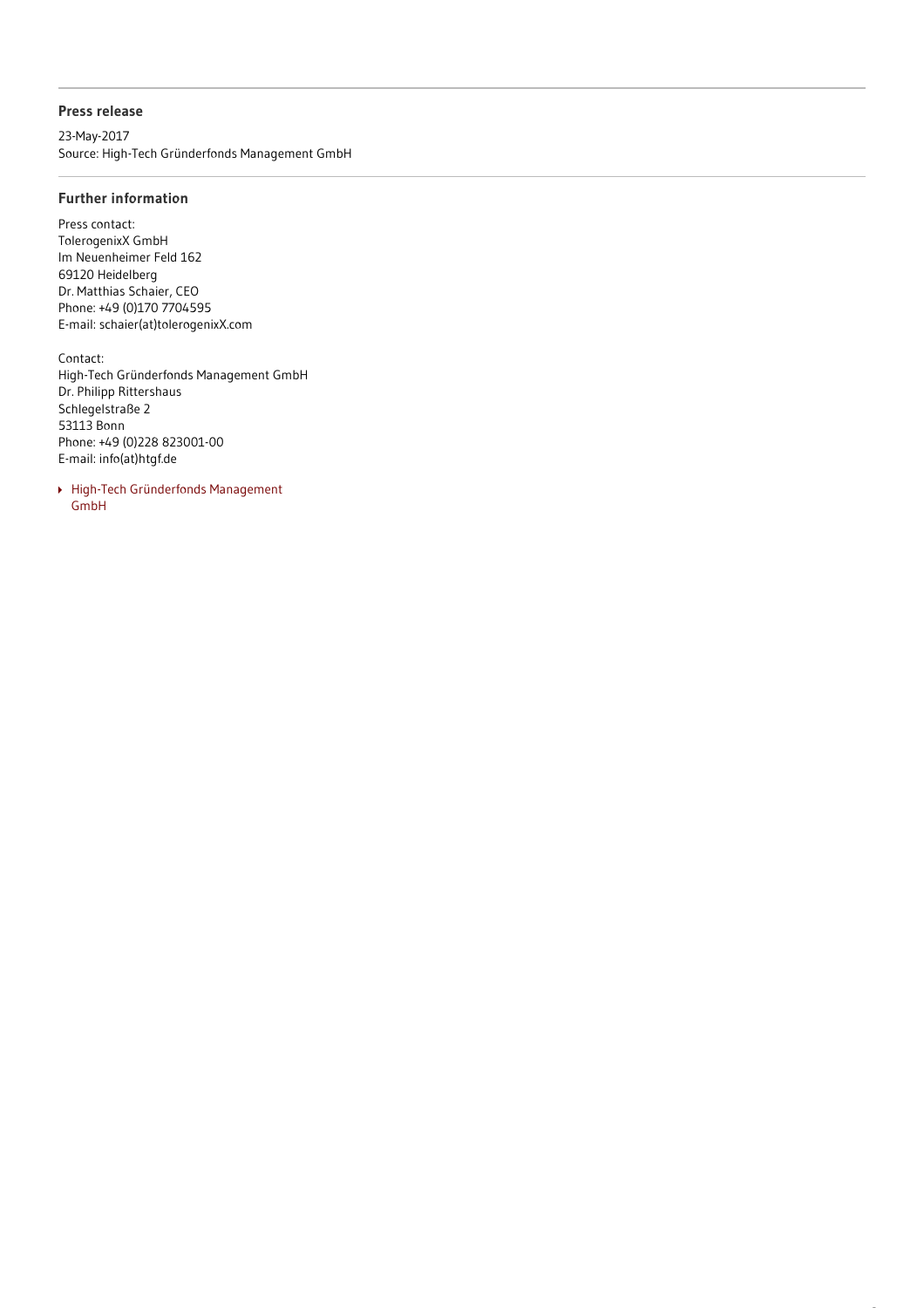## Press release

23-May-2017
Source: High-Tech Gründerfonds Management GmbH

## Further information

Press contact:
TolerogenixX GmbH
Im Neuenheimer Feld 162
69120 Heidelberg
Dr. Matthias Schaier, CEO
Phone: +49 (0)170 7704595
E-mail: schaier(at)tolerogenixX.com

Contact:
High-Tech Gründerfonds Management GmbH
Dr. Philipp Rittershaus
Schlegelstraße 2
53113 Bonn
Phone: +49 (0)228 823001-00
E-mail: info(at)htgf.de

- High-Tech Gründerfonds Management GmbH